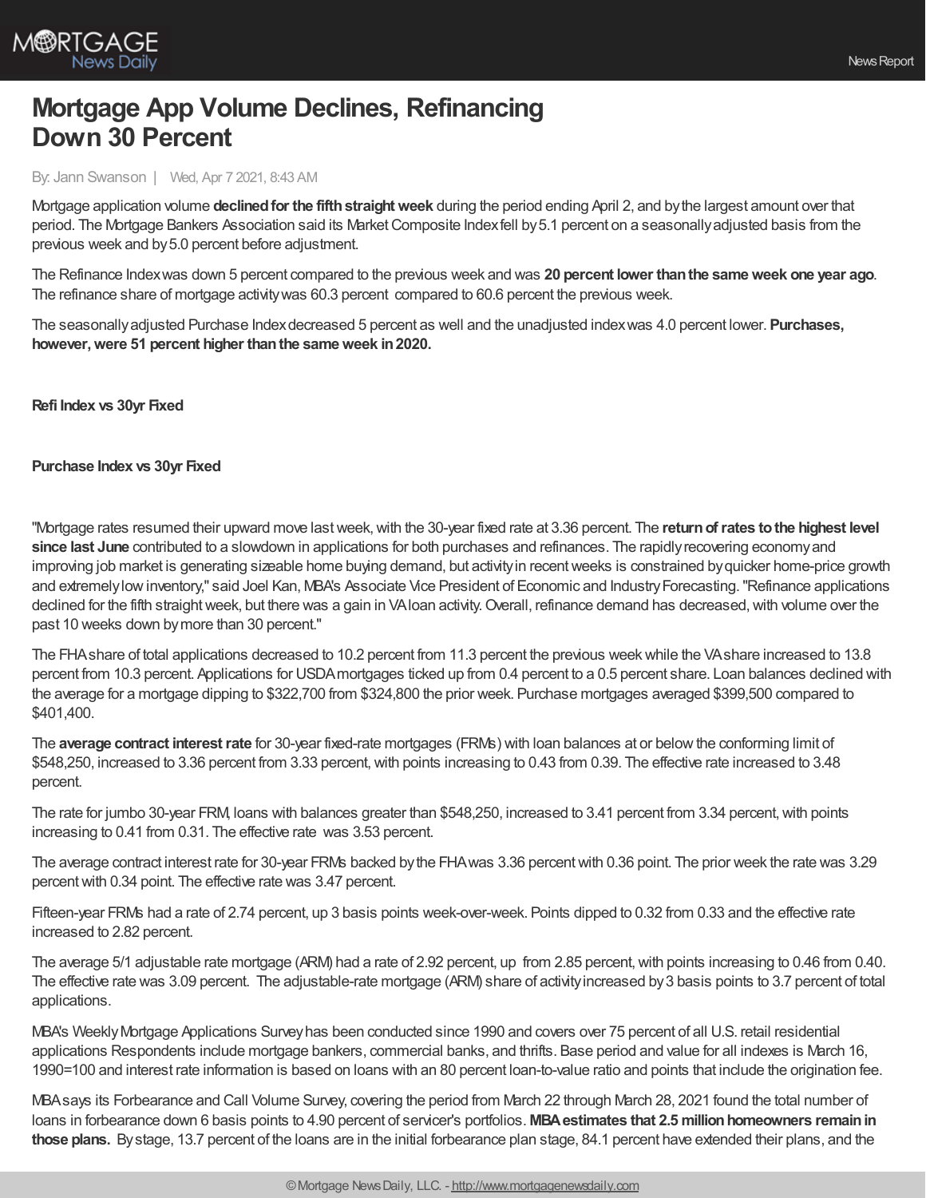# Mortgage App Volume Declines, Refinancing Down 30 Percent

By: Jann Swanson | Wed, Apr 7 2021, 8:43 AM

Mortgage application volume **declined for the fifth straight week** during the period ending April 2, and by the largest amount over that period. The Mortgage Bankers Association said its Market Composite Index fell by 5.1 percent on a seasonally adjusted basis from the previous week and by 5.0 percent before adjustment.

The Refinance Index was down 5 percent compared to the previous week and was **20 percent lower than the same week one year ago**. The refinance share of mortgage activity was 60.3 percent compared to 60.6 percent the previous week.

The seasonally adjusted Purchase Index decreased 5 percent as well and the unadjusted index was 4.0 percent lower. **Purchases, however, were 51 percent higher than the same week in 2020.**

**Refi Index vs 30yr Fixed**

**Purchase Index vs 30yr Fixed**

"Mortgage rates resumed their upward move last week, with the 30-year fixed rate at 3.36 percent. The **return of rates to the highest level since last June** contributed to a slowdown in applications for both purchases and refinances. The rapidly recovering economy and improving job market is generating sizeable home buying demand, but activity in recent weeks is constrained by quicker home-price growth and extremely low inventory," said Joel Kan, MBA's Associate Vice President of Economic and Industry Forecasting. "Refinance applications declined for the fifth straight week, but there was a gain in VA loan activity. Overall, refinance demand has decreased, with volume over the past 10 weeks down by more than 30 percent."

The FHA share of total applications decreased to 10.2 percent from 11.3 percent the previous week while the VA share increased to 13.8 percent from 10.3 percent. Applications for USDA mortgages ticked up from 0.4 percent to a 0.5 percent share. Loan balances declined with the average for a mortgage dipping to $322,700 from $324,800 the prior week. Purchase mortgages averaged $399,500 compared to $401,400.

The **average contract interest rate** for 30-year fixed-rate mortgages (FRMs) with loan balances at or below the conforming limit of $548,250, increased to 3.36 percent from 3.33 percent, with points increasing to 0.43 from 0.39. The effective rate increased to 3.48 percent.

The rate for jumbo 30-year FRM, loans with balances greater than $548,250, increased to 3.41 percent from 3.34 percent, with points increasing to 0.41 from 0.31. The effective rate was 3.53 percent.

The average contract interest rate for 30-year FRMs backed by the FHA was 3.36 percent with 0.36 point. The prior week the rate was 3.29 percent with 0.34 point. The effective rate was 3.47 percent.

Fifteen-year FRMs had a rate of 2.74 percent, up 3 basis points week-over-week. Points dipped to 0.32 from 0.33 and the effective rate increased to 2.82 percent.

The average 5/1 adjustable rate mortgage (ARM) had a rate of 2.92 percent, up from 2.85 percent, with points increasing to 0.46 from 0.40. The effective rate was 3.09 percent. The adjustable-rate mortgage (ARM) share of activity increased by 3 basis points to 3.7 percent of total applications.

MBA's Weekly Mortgage Applications Survey has been conducted since 1990 and covers over 75 percent of all U.S. retail residential applications Respondents include mortgage bankers, commercial banks, and thrifts. Base period and value for all indexes is March 16, 1990=100 and interest rate information is based on loans with an 80 percent loan-to-value ratio and points that include the origination fee.

MBA says its Forbearance and Call Volume Survey, covering the period from March 22 through March 28, 2021 found the total number of loans in forbearance down 6 basis points to 4.90 percent of servicer's portfolios. **MBA estimates that 2.5 million homeowners remain in those plans.** By stage, 13.7 percent of the loans are in the initial forbearance plan stage, 84.1 percent have extended their plans, and the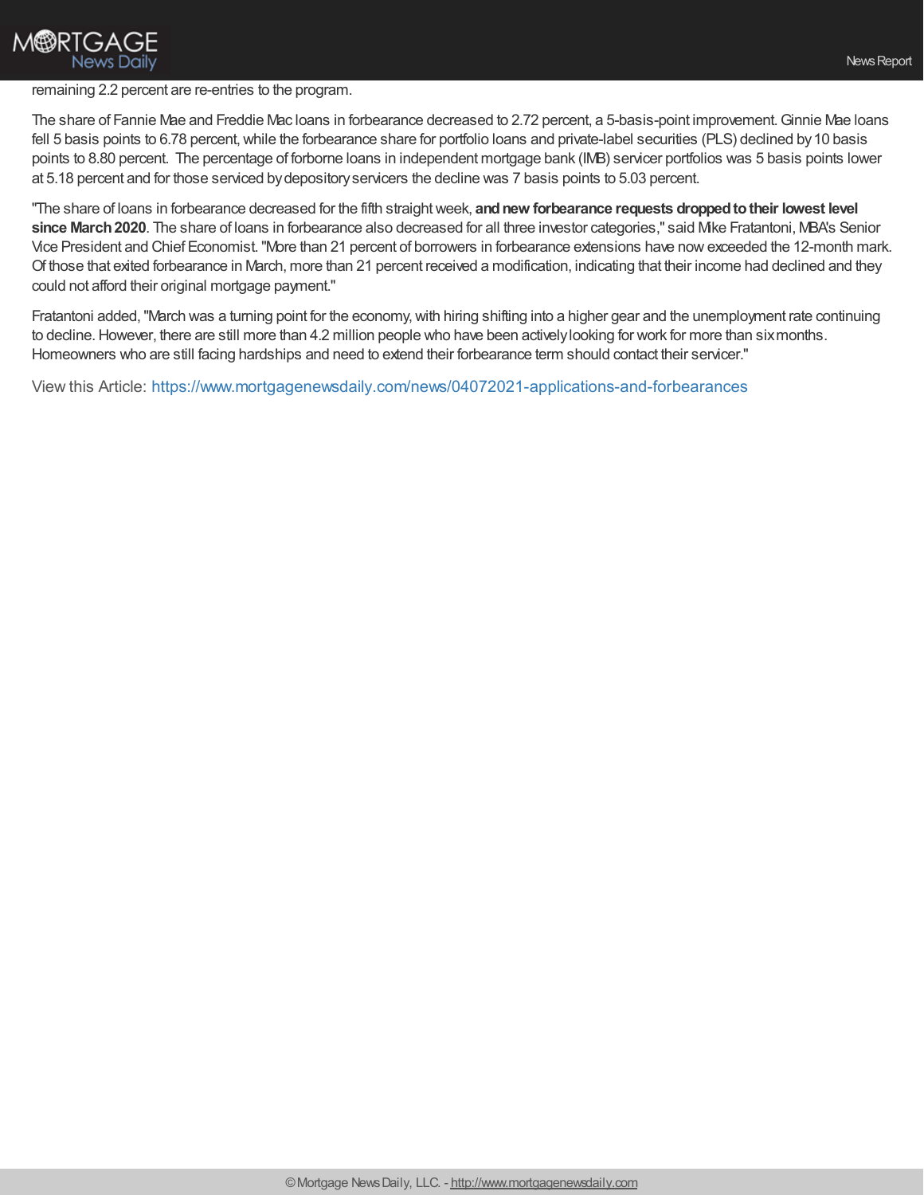remaining 2.2 percent are re-entries to the program.

The share of Fannie Mae and Freddie Mac loans in forbearance decreased to 2.72 percent, a 5-basis-point improvement. Ginnie Mae loans fell 5 basis points to 6.78 percent, while the forbearance share for portfolio loans and private-label securities (PLS) declined by 10 basis points to 8.80 percent. The percentage of forborne loans in independent mortgage bank (IMB) servicer portfolios was 5 basis points lower at 5.18 percent and for those serviced by depository servicers the decline was 7 basis points to 5.03 percent.

"The share of loans in forbearance decreased for the fifth straight week, **and new forbearance requests dropped to their lowest level since March 2020**. The share of loans in forbearance also decreased for all three investor categories," said Mike Fratantoni, MBA's Senior Vice President and Chief Economist. "More than 21 percent of borrowers in forbearance extensions have now exceeded the 12-month mark. Of those that exited forbearance in March, more than 21 percent received a modification, indicating that their income had declined and they could not afford their original mortgage payment."

Fratantoni added, "March was a turning point for the economy, with hiring shifting into a higher gear and the unemployment rate continuing to decline. However, there are still more than 4.2 million people who have been actively looking for work for more than six months. Homeowners who are still facing hardships and need to extend their forbearance term should contact their servicer."

View this Article: https://www.mortgagenewsdaily.com/news/04072021-applications-and-forbearances